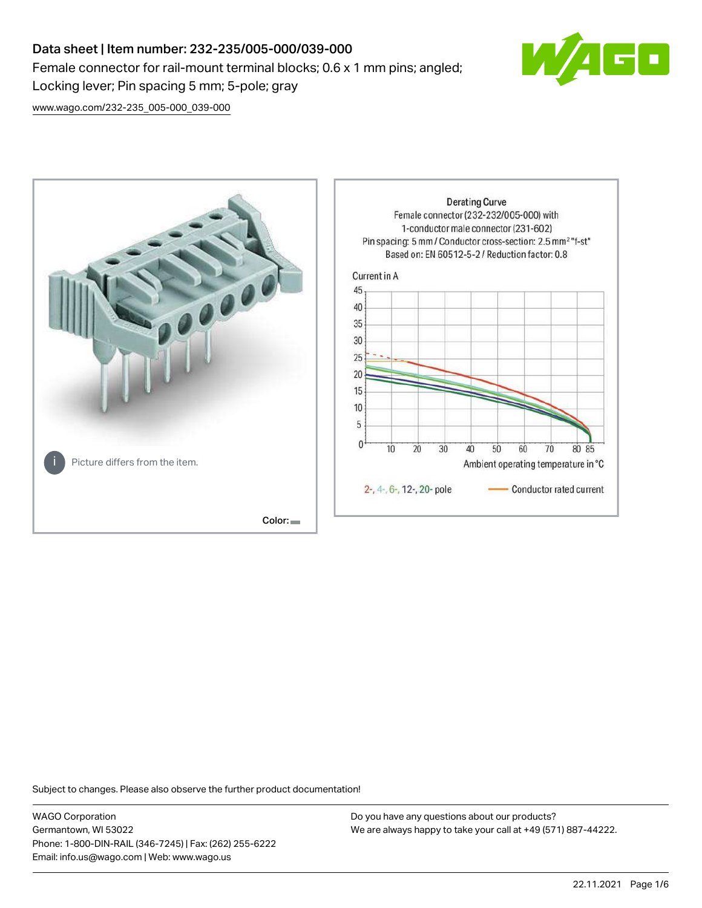# Data sheet | Item number: 232-235/005-000/039-000

Female connector for rail-mount terminal blocks; 0.6 x 1 mm pins; angled; Locking lever; Pin spacing 5 mm; 5-pole; gray

www.wago.com/232-235_005-000_039-000

Picture differs from the item.

Color:

Derating Curve
Female connector (232-232/005-000) with 1-conductor male connector (231-602)
Pin spacing: 5 mm / Conductor cross-section: 2.5 mm² "f-st"
Based on: EN 60512-5-2 / Reduction factor: 0.8

Current in A

Ambient operating temperature in °C

2-, 4-, 6-, 12-, 20- pole — Conductor rated current

Subject to changes. Please also observe the further product documentation!

WAGO Corporation
Germantown, WI 53022
Phone: 1-800-DIN-RAIL (346-7245) | Fax: (262) 255-6222
Email: info.us@wago.com | Web: www.wago.us

Do you have any questions about our products?
We are always happy to take your call at +49 (571) 887-44222.

22.11.2021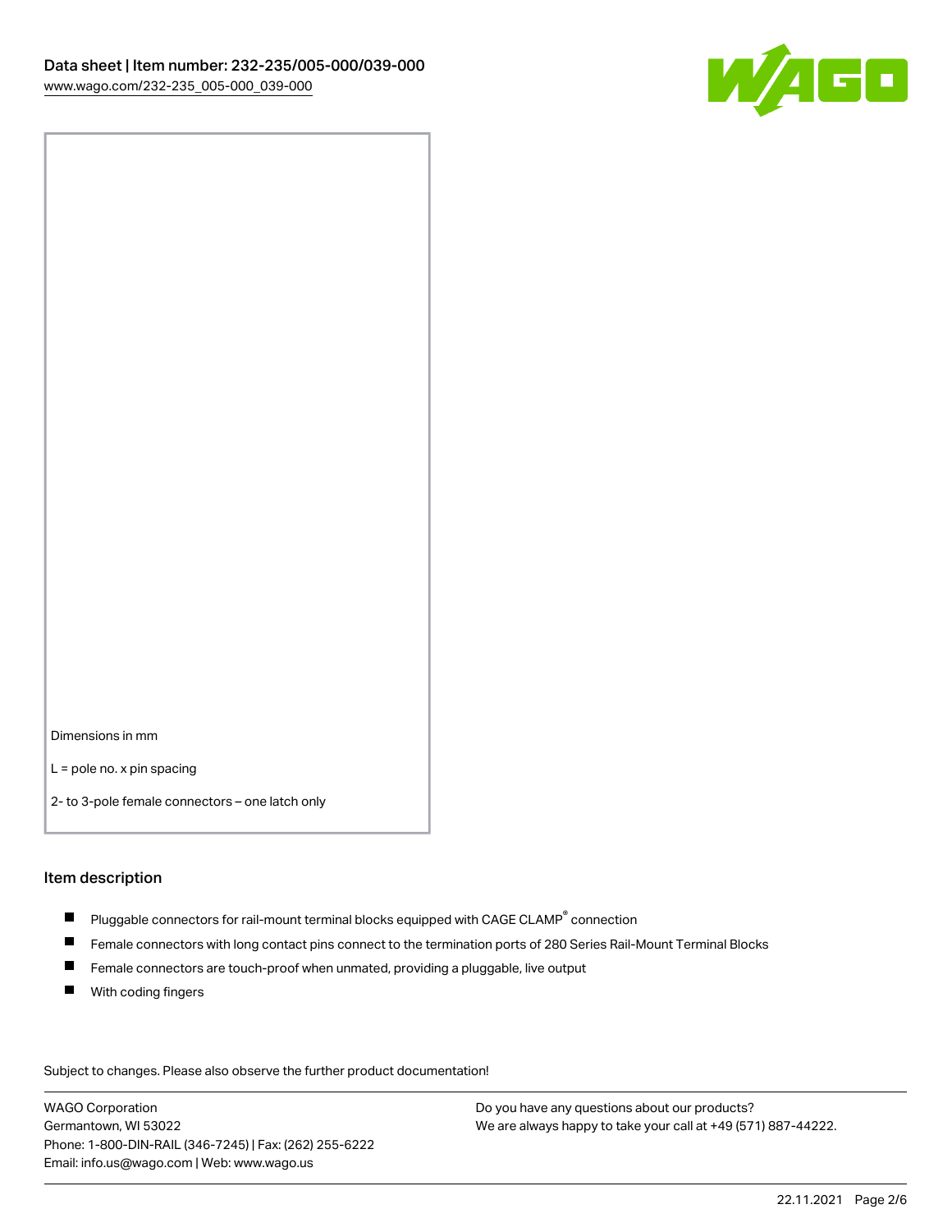Dimensions in mm

L = pole no. x pin spacing

2- to 3-pole female connectors – one latch only

## Item description

- Pluggable connectors for rail-mount terminal blocks equipped with CAGE CLAMP® connection
- Female connectors with long contact pins connect to the termination ports of 280 Series Rail-Mount Terminal Blocks
- Female connectors are touch-proof when unmated, providing a pluggable, live output
- With coding fingers

Subject to changes. Please also observe the further product documentation!

WAGO Corporation
Germantown, WI 53022
Phone: 1-800-DIN-RAIL (346-7245) | Fax: (262) 255-6222
Email: info.us@wago.com | Web: www.wago.us

Do you have any questions about our products?
We are always happy to take your call at +49 (571) 887-44222.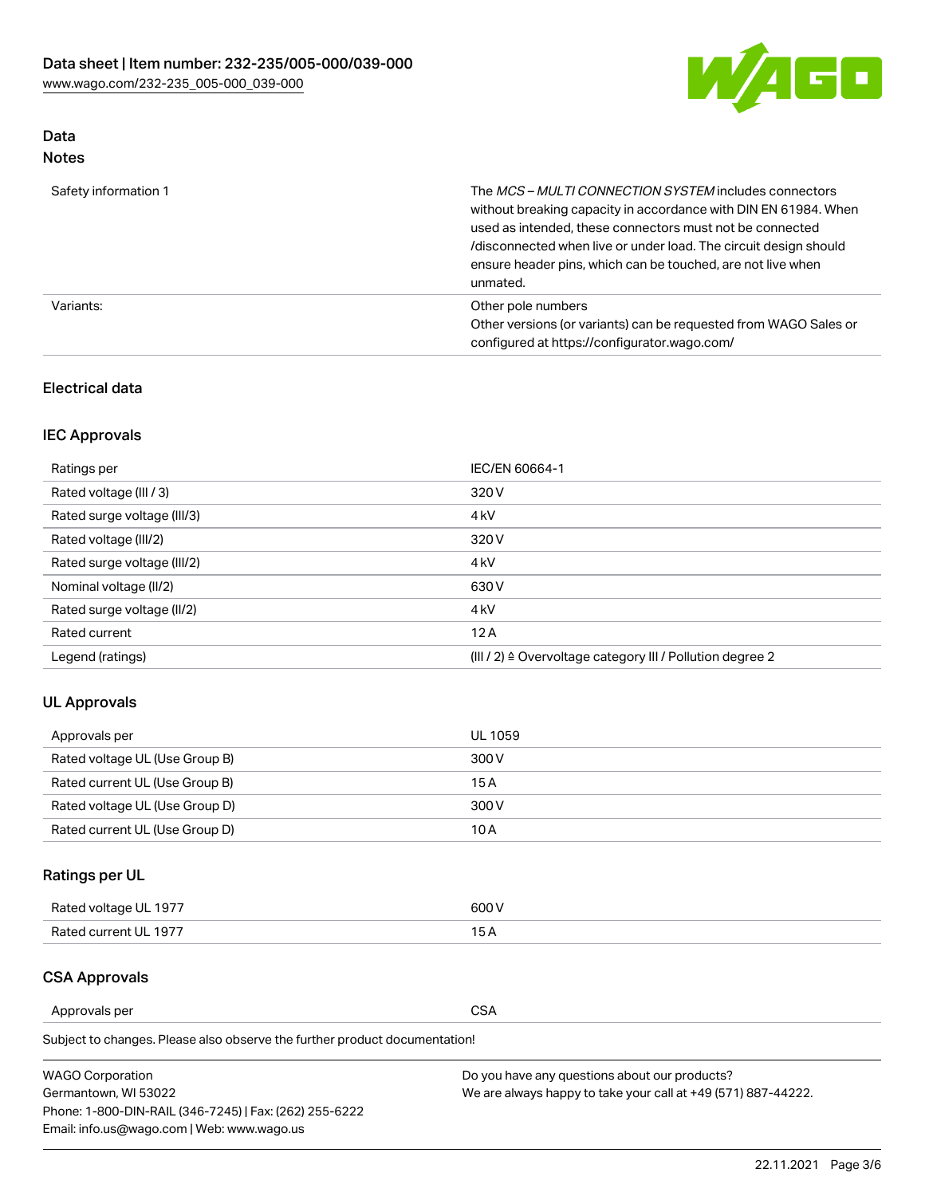## Data
### Notes

| | |
|---|---|
| Safety information 1 | The *MCS – MULTI CONNECTION SYSTEM* includes connectors without breaking capacity in accordance with DIN EN 61984. When used as intended, these connectors must not be connected /disconnected when live or under load. The circuit design should ensure header pins, which can be touched, are not live when unmated. |
| Variants: | Other pole numbers<br>Other versions (or variants) can be requested from WAGO Sales or configured at https://configurator.wago.com/ |

### Electrical data

#### IEC Approvals

| | |
|---|---|
| Ratings per | IEC/EN 60664-1 |
| Rated voltage (III / 3) | 320 V |
| Rated surge voltage (III/3) | 4 kV |
| Rated voltage (III/2) | 320 V |
| Rated surge voltage (III/2) | 4 kV |
| Nominal voltage (II/2) | 630 V |
| Rated surge voltage (II/2) | 4 kV |
| Rated current | 12 A |
| Legend (ratings) | (III / 2) ≙ Overvoltage category III / Pollution degree 2 |

#### UL Approvals

| | |
|---|---|
| Approvals per | UL 1059 |
| Rated voltage UL (Use Group B) | 300 V |
| Rated current UL (Use Group B) | 15 A |
| Rated voltage UL (Use Group D) | 300 V |
| Rated current UL (Use Group D) | 10 A |

#### Ratings per UL

| | |
|---|---|
| Rated voltage UL 1977 | 600 V |
| Rated current UL 1977 | 15 A |

#### CSA Approvals

| | |
|---|---|
| Approvals per | CSA |

Subject to changes. Please also observe the further product documentation!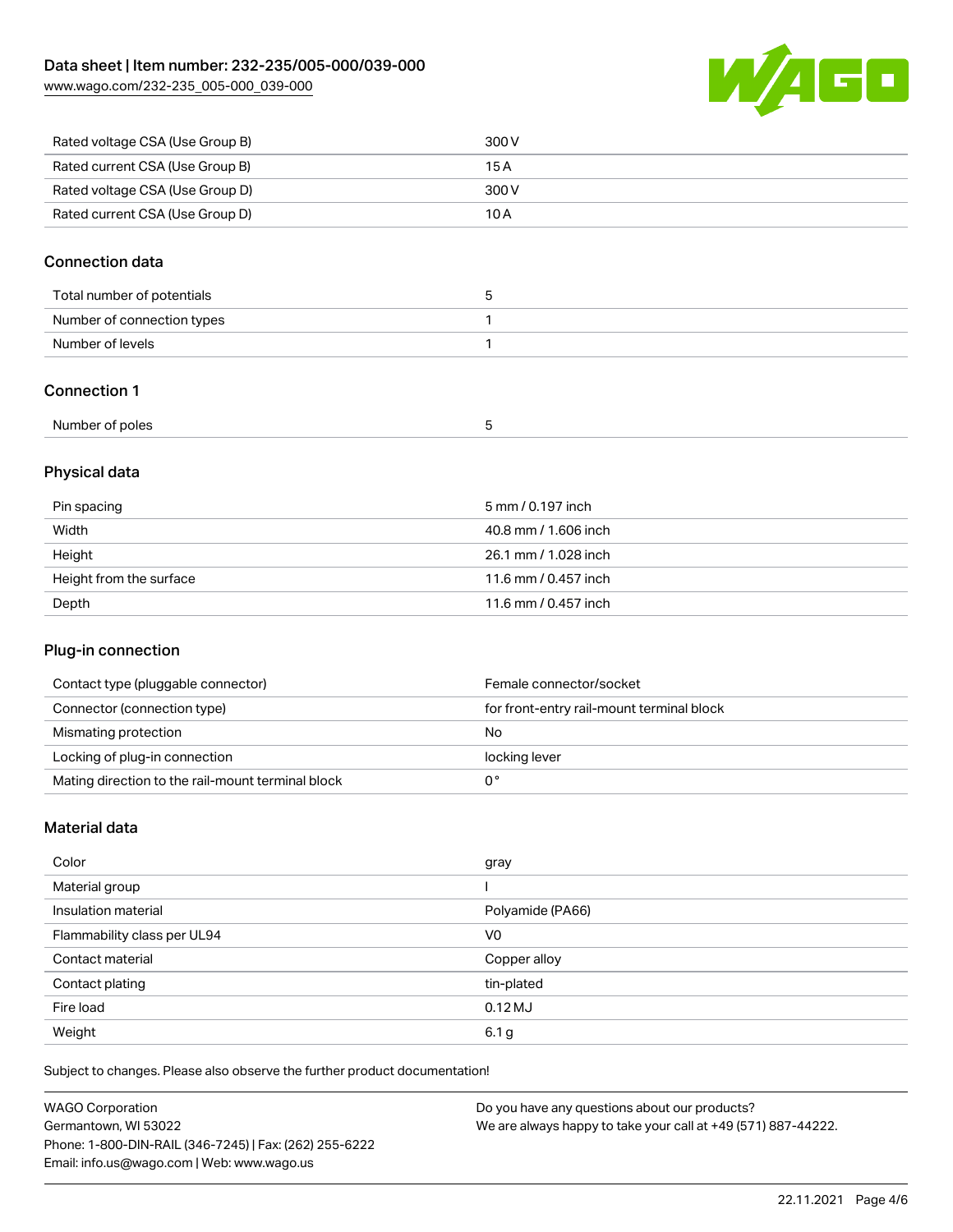| Rated voltage CSA (Use Group B) | 300 V |
| --- | --- |
| Rated current CSA (Use Group B) | 15 A |
| Rated voltage CSA (Use Group D) | 300 V |
| Rated current CSA (Use Group D) | 10 A |

## Connection data

| Total number of potentials | 5 |
| --- | --- |
| Number of connection types | 1 |
| Number of levels | 1 |

## Connection 1

| Number of poles | 5 |
| --- | --- |

## Physical data

| Pin spacing | 5 mm / 0.197 inch |
| --- | --- |
| Width | 40.8 mm / 1.606 inch |
| Height | 26.1 mm / 1.028 inch |
| Height from the surface | 11.6 mm / 0.457 inch |
| Depth | 11.6 mm / 0.457 inch |

## Plug-in connection

| Contact type (pluggable connector) | Female connector/socket |
| --- | --- |
| Connector (connection type) | for front-entry rail-mount terminal block |
| Mismating protection | No |
| Locking of plug-in connection | locking lever |
| Mating direction to the rail-mount terminal block | 0 ° |

## Material data

| Color | gray |
| --- | --- |
| Material group | I |
| Insulation material | Polyamide (PA66) |
| Flammability class per UL94 | V0 |
| Contact material | Copper alloy |
| Contact plating | tin-plated |
| Fire load | 0.12 MJ |
| Weight | 6.1 g |

Subject to changes. Please also observe the further product documentation!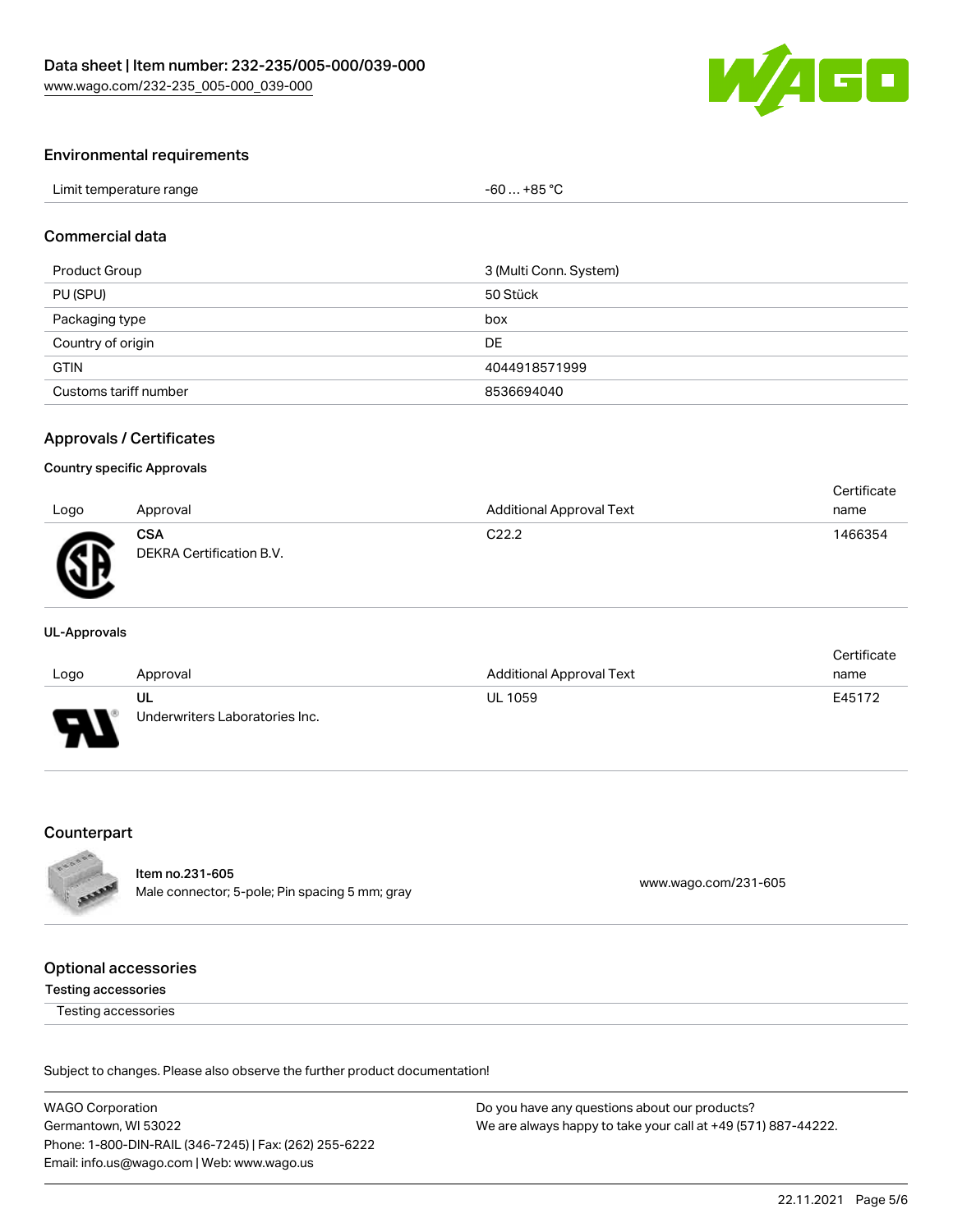## Environmental requirements

| | |
|---|---|
| Limit temperature range | -60 … +85 °C |

## Commercial data

| | |
|---|---|
| Product Group | 3 (Multi Conn. System) |
| PU (SPU) | 50 Stück |
| Packaging type | box |
| Country of origin | DE |
| GTIN | 4044918571999 |
| Customs tariff number | 8536694040 |

## Approvals / Certificates

### Country specific Approvals

| Logo | Approval | Additional Approval Text | Certificate name |
|---|---|---|---|
| | **CSA** DEKRA Certification B.V. | C22.2 | 1466354 |

### UL-Approvals

| Logo | Approval | Additional Approval Text | Certificate name |
|---|---|---|---|
| | **UL** Underwriters Laboratories Inc. | UL 1059 | E45172 |

## Counterpart

| | |
|---|---|
| Item no.231-605 Male connector; 5-pole; Pin spacing 5 mm; gray | www.wago.com/231-605 |

## Optional accessories

**Testing accessories**

Testing accessories

Subject to changes. Please also observe the further product documentation!

WAGO Corporation
Germantown, WI 53022
Phone: 1-800-DIN-RAIL (346-7245) | Fax: (262) 255-6222
Email: info.us@wago.com | Web: www.wago.us

Do you have any questions about our products?
We are always happy to take your call at +49 (571) 887-44222.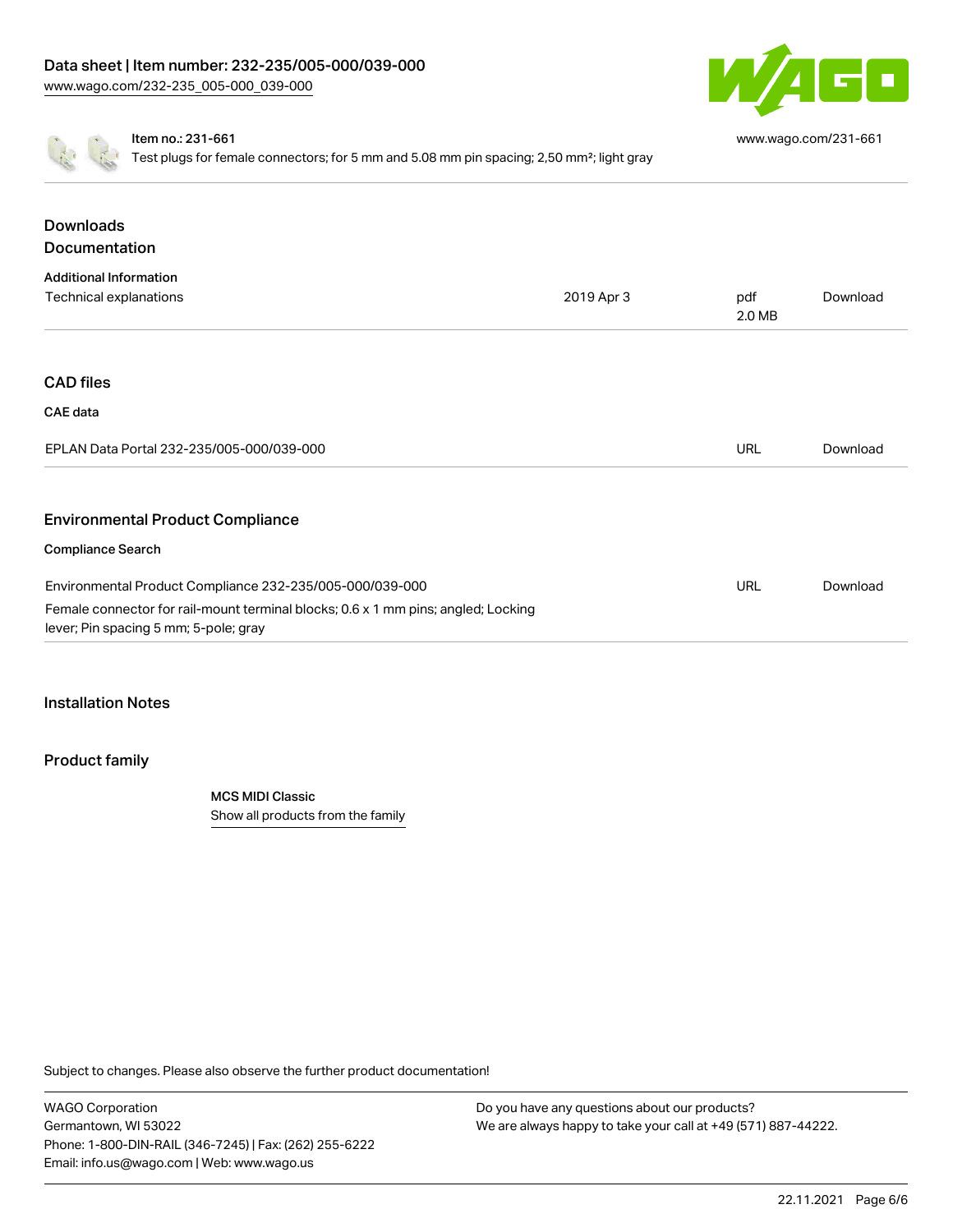Item no.: 231-661

Test plugs for female connectors; for 5 mm and 5.08 mm pin spacing; 2,50 mm²; light gray

www.wago.com/231-661

## Downloads

### Documentation

**Additional Information**

| | | | |
|---|---|---|---|
| Technical explanations | 2019 Apr 3 | pdf 2.0 MB | Download |

### CAD files

**CAE data**

| | | |
|---|---|---|
| EPLAN Data Portal 232-235/005-000/039-000 | URL | Download |

### Environmental Product Compliance

**Compliance Search**

| | | |
|---|---|---|
| Environmental Product Compliance 232-235/005-000/039-000<br>Female connector for rail-mount terminal blocks; 0.6 x 1 mm pins; angled; Locking lever; Pin spacing 5 mm; 5-pole; gray | URL | Download |

## Installation Notes

## Product family

**MCS MIDI Classic**

Show all products from the family

Subject to changes. Please also observe the further product documentation!

WAGO Corporation
Germantown, WI 53022
Phone: 1-800-DIN-RAIL (346-7245) | Fax: (262) 255-6222
Email: info.us@wago.com | Web: www.wago.us

Do you have any questions about our products?
We are always happy to take your call at +49 (571) 887-44222.